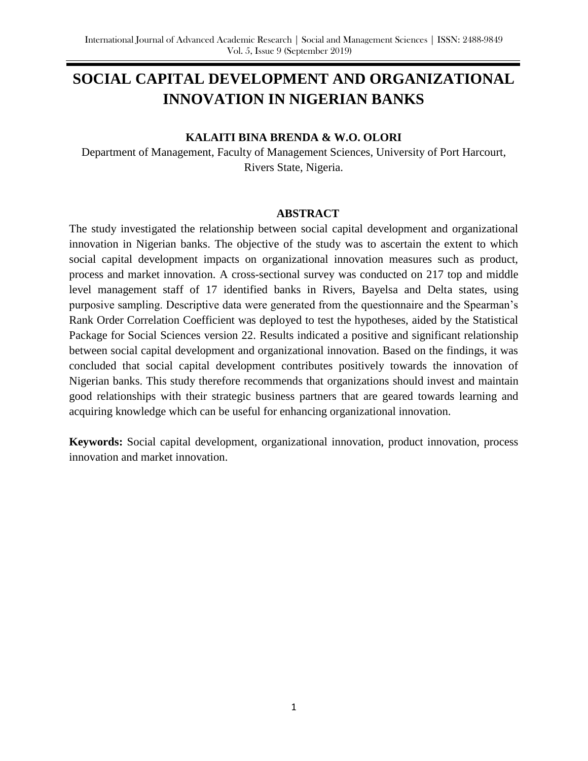# SOCIAL CAPITAL DEVELOPMENT AND ORGANIZATIONAL INNOVATION IN NIGERIAN BANKS

**KALAITI BINA BRENDA & W.O. OLORI**

Department of Management, Faculty of Management Sciences, University of Port Harcourt, Rivers State, Nigeria.

## ABSTRACT

The study investigated the relationship between social capital development and organizational innovation in Nigerian banks. The objective of the study was to ascertain the extent to which social capital development impacts on organizational innovation measures such as product, process and market innovation. A cross-sectional survey was conducted on 217 top and middle level management staff of 17 identified banks in Rivers, Bayelsa and Delta states, using purposive sampling. Descriptive data were generated from the questionnaire and the Spearman's Rank Order Correlation Coefficient was deployed to test the hypotheses, aided by the Statistical Package for Social Sciences version 22. Results indicated a positive and significant relationship between social capital development and organizational innovation. Based on the findings, it was concluded that social capital development contributes positively towards the innovation of Nigerian banks. This study therefore recommends that organizations should invest and maintain good relationships with their strategic business partners that are geared towards learning and acquiring knowledge which can be useful for enhancing organizational innovation.

**Keywords:** Social capital development, organizational innovation, product innovation, process innovation and market innovation.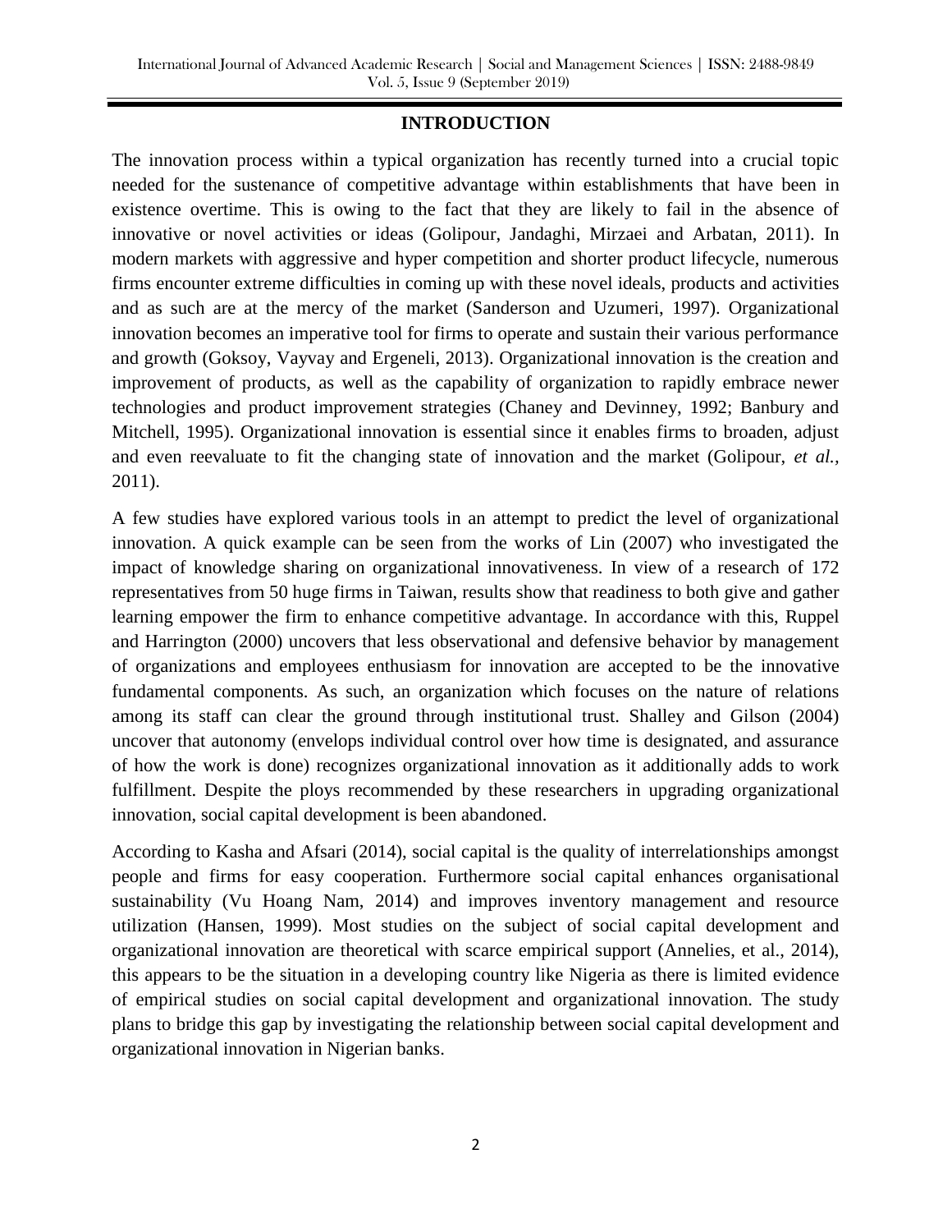## INTRODUCTION

The innovation process within a typical organization has recently turned into a crucial topic needed for the sustenance of competitive advantage within establishments that have been in existence overtime. This is owing to the fact that they are likely to fail in the absence of innovative or novel activities or ideas (Golipour, Jandaghi, Mirzaei and Arbatan, 2011). In modern markets with aggressive and hyper competition and shorter product lifecycle, numerous firms encounter extreme difficulties in coming up with these novel ideals, products and activities and as such are at the mercy of the market (Sanderson and Uzumeri, 1997). Organizational innovation becomes an imperative tool for firms to operate and sustain their various performance and growth (Goksoy, Vayvay and Ergeneli, 2013). Organizational innovation is the creation and improvement of products, as well as the capability of organization to rapidly embrace newer technologies and product improvement strategies (Chaney and Devinney, 1992; Banbury and Mitchell, 1995). Organizational innovation is essential since it enables firms to broaden, adjust and even reevaluate to fit the changing state of innovation and the market (Golipour, *et al.*, 2011).

A few studies have explored various tools in an attempt to predict the level of organizational innovation. A quick example can be seen from the works of Lin (2007) who investigated the impact of knowledge sharing on organizational innovativeness. In view of a research of 172 representatives from 50 huge firms in Taiwan, results show that readiness to both give and gather learning empower the firm to enhance competitive advantage. In accordance with this, Ruppel and Harrington (2000) uncovers that less observational and defensive behavior by management of organizations and employees enthusiasm for innovation are accepted to be the innovative fundamental components. As such, an organization which focuses on the nature of relations among its staff can clear the ground through institutional trust. Shalley and Gilson (2004) uncover that autonomy (envelops individual control over how time is designated, and assurance of how the work is done) recognizes organizational innovation as it additionally adds to work fulfillment. Despite the ploys recommended by these researchers in upgrading organizational innovation, social capital development is been abandoned.

According to Kasha and Afsari (2014), social capital is the quality of interrelationships amongst people and firms for easy cooperation. Furthermore social capital enhances organisational sustainability (Vu Hoang Nam, 2014) and improves inventory management and resource utilization (Hansen, 1999). Most studies on the subject of social capital development and organizational innovation are theoretical with scarce empirical support (Annelies, et al., 2014), this appears to be the situation in a developing country like Nigeria as there is limited evidence of empirical studies on social capital development and organizational innovation. The study plans to bridge this gap by investigating the relationship between social capital development and organizational innovation in Nigerian banks.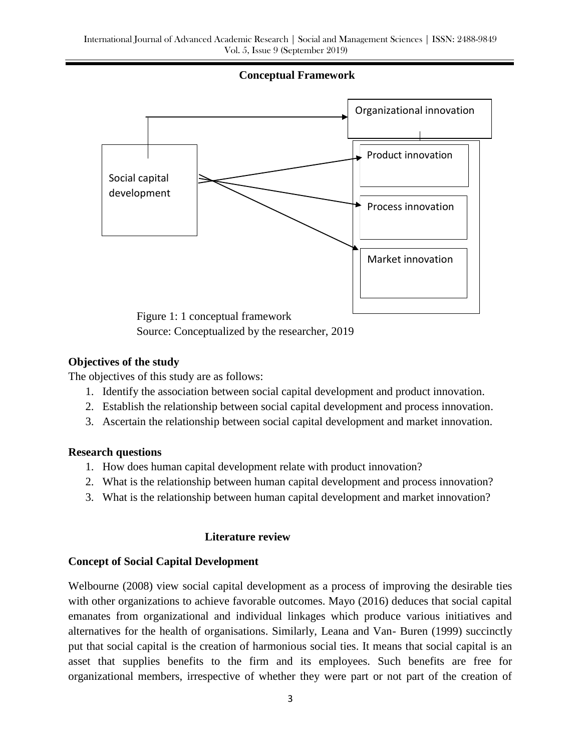**Conceptual Framework**

Figure 1: 1 conceptual framework
Source: Conceptualized by the researcher, 2019

**Objectives of the study**

The objectives of this study are as follows:

1. Identify the association between social capital development and product innovation.
2. Establish the relationship between social capital development and process innovation.
3. Ascertain the relationship between social capital development and market innovation.

**Research questions**

1. How does human capital development relate with product innovation?
2. What is the relationship between human capital development and process innovation?
3. What is the relationship between human capital development and market innovation?

## Literature review

### Concept of Social Capital Development

Welbourne (2008) view social capital development as a process of improving the desirable ties with other organizations to achieve favorable outcomes. Mayo (2016) deduces that social capital emanates from organizational and individual linkages which produce various initiatives and alternatives for the health of organisations. Similarly, Leana and Van- Buren (1999) succinctly put that social capital is the creation of harmonious social ties. It means that social capital is an asset that supplies benefits to the firm and its employees. Such benefits are free for organizational members, irrespective of whether they were part or not part of the creation of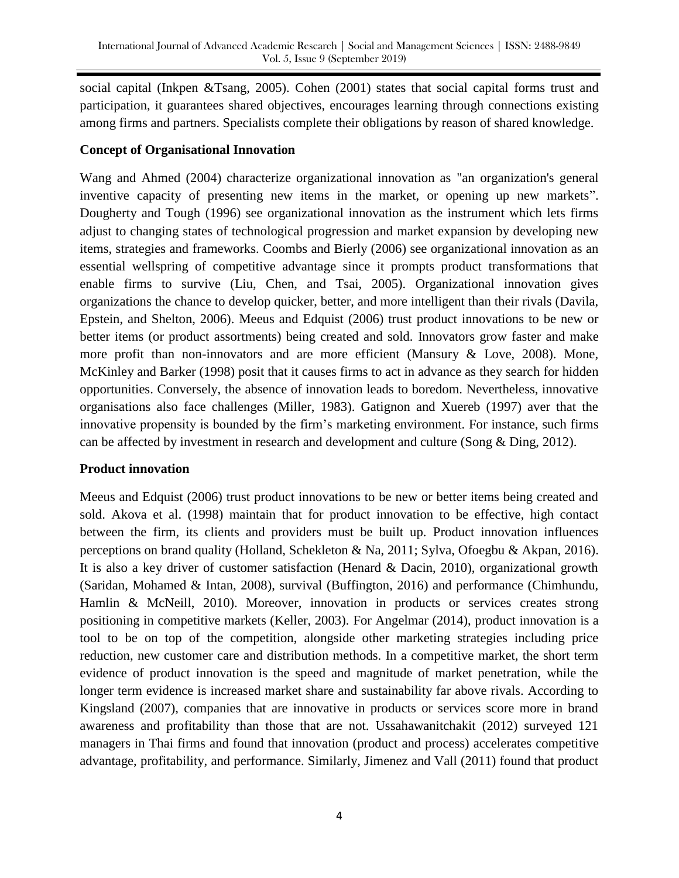social capital (Inkpen &Tsang, 2005). Cohen (2001) states that social capital forms trust and participation, it guarantees shared objectives, encourages learning through connections existing among firms and partners. Specialists complete their obligations by reason of shared knowledge.

### Concept of Organisational Innovation

Wang and Ahmed (2004) characterize organizational innovation as "an organization's general inventive capacity of presenting new items in the market, or opening up new markets". Dougherty and Tough (1996) see organizational innovation as the instrument which lets firms adjust to changing states of technological progression and market expansion by developing new items, strategies and frameworks. Coombs and Bierly (2006) see organizational innovation as an essential wellspring of competitive advantage since it prompts product transformations that enable firms to survive (Liu, Chen, and Tsai, 2005). Organizational innovation gives organizations the chance to develop quicker, better, and more intelligent than their rivals (Davila, Epstein, and Shelton, 2006). Meeus and Edquist (2006) trust product innovations to be new or better items (or product assortments) being created and sold. Innovators grow faster and make more profit than non-innovators and are more efficient (Mansury & Love, 2008). Mone, McKinley and Barker (1998) posit that it causes firms to act in advance as they search for hidden opportunities. Conversely, the absence of innovation leads to boredom. Nevertheless, innovative organisations also face challenges (Miller, 1983). Gatignon and Xuereb (1997) aver that the innovative propensity is bounded by the firm's marketing environment. For instance, such firms can be affected by investment in research and development and culture (Song & Ding, 2012).

### Product innovation

Meeus and Edquist (2006) trust product innovations to be new or better items being created and sold. Akova et al. (1998) maintain that for product innovation to be effective, high contact between the firm, its clients and providers must be built up. Product innovation influences perceptions on brand quality (Holland, Schekleton & Na, 2011; Sylva, Ofoegbu & Akpan, 2016). It is also a key driver of customer satisfaction (Henard & Dacin, 2010), organizational growth (Saridan, Mohamed & Intan, 2008), survival (Buffington, 2016) and performance (Chimhundu, Hamlin & McNeill, 2010). Moreover, innovation in products or services creates strong positioning in competitive markets (Keller, 2003). For Angelmar (2014), product innovation is a tool to be on top of the competition, alongside other marketing strategies including price reduction, new customer care and distribution methods. In a competitive market, the short term evidence of product innovation is the speed and magnitude of market penetration, while the longer term evidence is increased market share and sustainability far above rivals. According to Kingsland (2007), companies that are innovative in products or services score more in brand awareness and profitability than those that are not. Ussahawanitchakit (2012) surveyed 121 managers in Thai firms and found that innovation (product and process) accelerates competitive advantage, profitability, and performance. Similarly, Jimenez and Vall (2011) found that product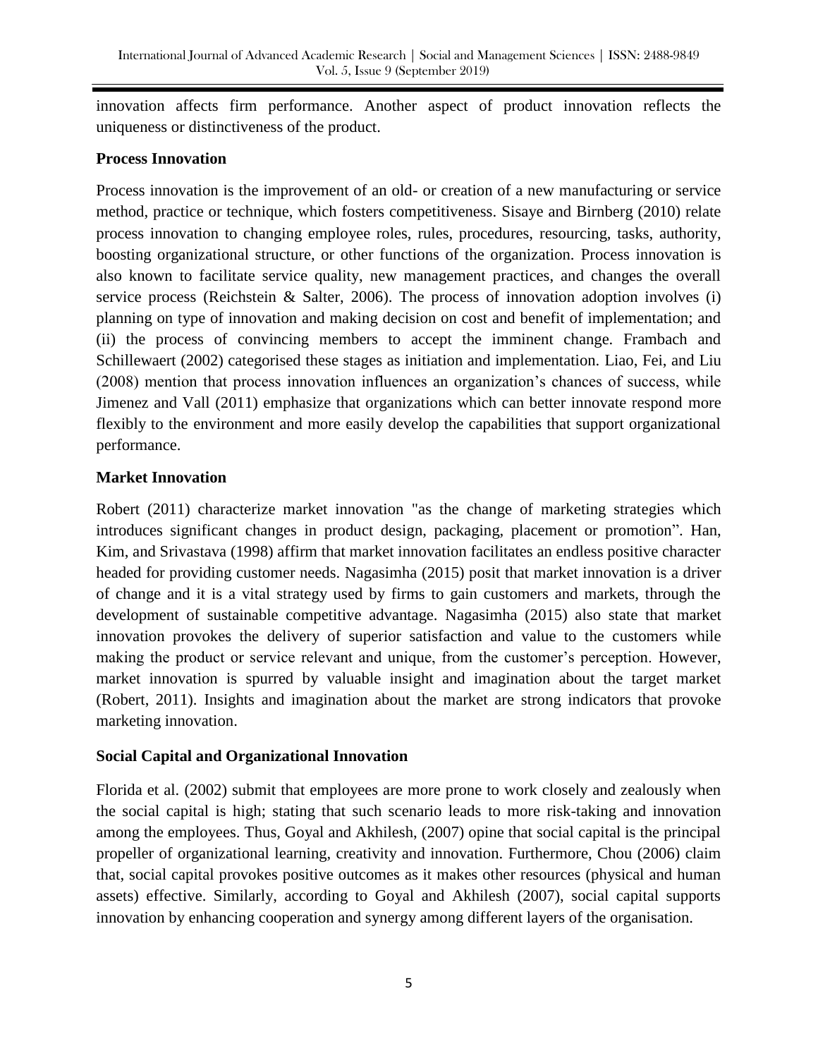innovation affects firm performance. Another aspect of product innovation reflects the uniqueness or distinctiveness of the product.

### Process Innovation

Process innovation is the improvement of an old- or creation of a new manufacturing or service method, practice or technique, which fosters competitiveness. Sisaye and Birnberg (2010) relate process innovation to changing employee roles, rules, procedures, resourcing, tasks, authority, boosting organizational structure, or other functions of the organization. Process innovation is also known to facilitate service quality, new management practices, and changes the overall service process (Reichstein & Salter, 2006). The process of innovation adoption involves (i) planning on type of innovation and making decision on cost and benefit of implementation; and (ii) the process of convincing members to accept the imminent change. Frambach and Schillewaert (2002) categorised these stages as initiation and implementation. Liao, Fei, and Liu (2008) mention that process innovation influences an organization's chances of success, while Jimenez and Vall (2011) emphasize that organizations which can better innovate respond more flexibly to the environment and more easily develop the capabilities that support organizational performance.

### Market Innovation

Robert (2011) characterize market innovation "as the change of marketing strategies which introduces significant changes in product design, packaging, placement or promotion". Han, Kim, and Srivastava (1998) affirm that market innovation facilitates an endless positive character headed for providing customer needs. Nagasimha (2015) posit that market innovation is a driver of change and it is a vital strategy used by firms to gain customers and markets, through the development of sustainable competitive advantage. Nagasimha (2015) also state that market innovation provokes the delivery of superior satisfaction and value to the customers while making the product or service relevant and unique, from the customer's perception. However, market innovation is spurred by valuable insight and imagination about the target market (Robert, 2011). Insights and imagination about the market are strong indicators that provoke marketing innovation.

### Social Capital and Organizational Innovation

Florida et al. (2002) submit that employees are more prone to work closely and zealously when the social capital is high; stating that such scenario leads to more risk-taking and innovation among the employees. Thus, Goyal and Akhilesh, (2007) opine that social capital is the principal propeller of organizational learning, creativity and innovation. Furthermore, Chou (2006) claim that, social capital provokes positive outcomes as it makes other resources (physical and human assets) effective. Similarly, according to Goyal and Akhilesh (2007), social capital supports innovation by enhancing cooperation and synergy among different layers of the organisation.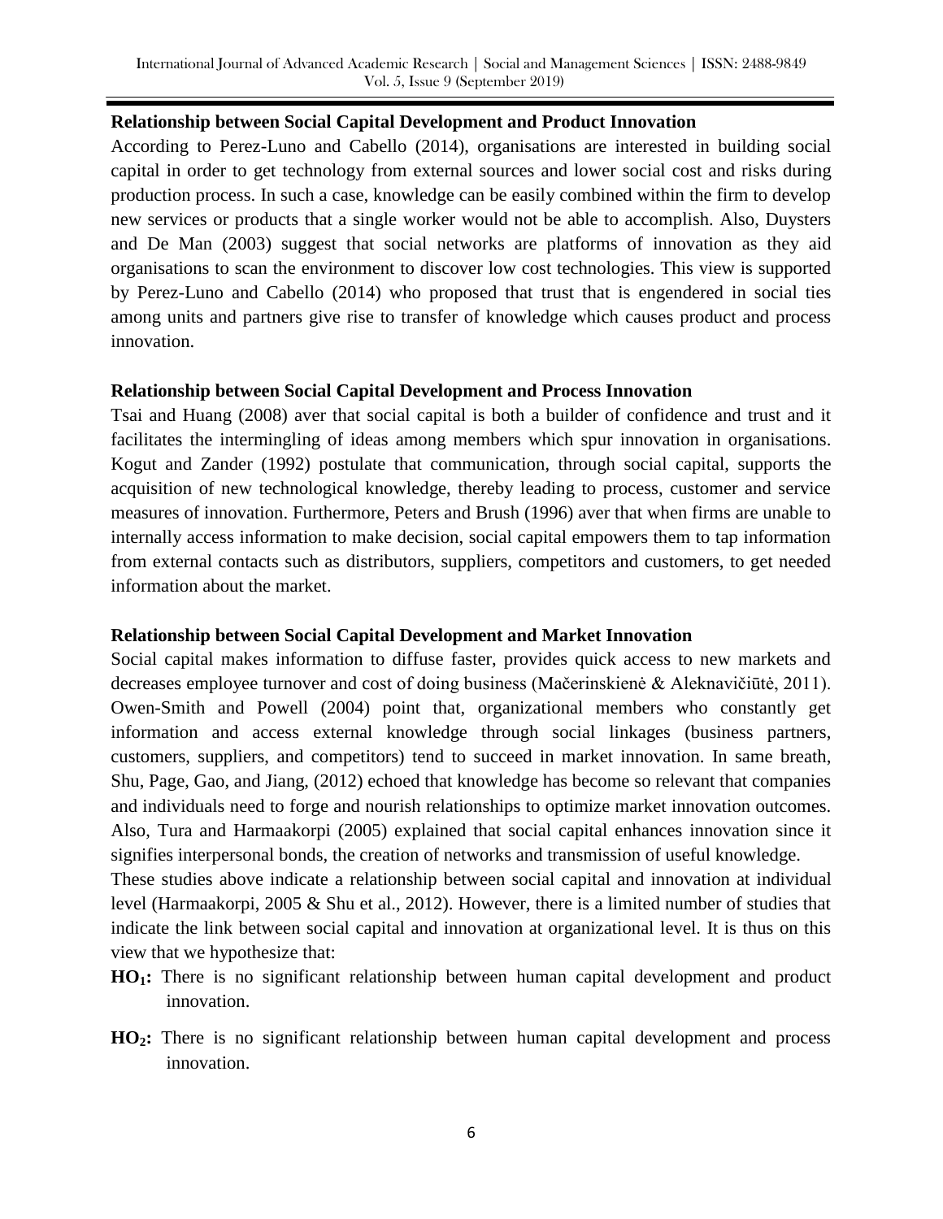**Relationship between Social Capital Development and Product Innovation**

According to Perez-Luno and Cabello (2014), organisations are interested in building social capital in order to get technology from external sources and lower social cost and risks during production process. In such a case, knowledge can be easily combined within the firm to develop new services or products that a single worker would not be able to accomplish. Also, Duysters and De Man (2003) suggest that social networks are platforms of innovation as they aid organisations to scan the environment to discover low cost technologies. This view is supported by Perez-Luno and Cabello (2014) who proposed that trust that is engendered in social ties among units and partners give rise to transfer of knowledge which causes product and process innovation.

**Relationship between Social Capital Development and Process Innovation**

Tsai and Huang (2008) aver that social capital is both a builder of confidence and trust and it facilitates the intermingling of ideas among members which spur innovation in organisations. Kogut and Zander (1992) postulate that communication, through social capital, supports the acquisition of new technological knowledge, thereby leading to process, customer and service measures of innovation. Furthermore, Peters and Brush (1996) aver that when firms are unable to internally access information to make decision, social capital empowers them to tap information from external contacts such as distributors, suppliers, competitors and customers, to get needed information about the market.

**Relationship between Social Capital Development and Market Innovation**

Social capital makes information to diffuse faster, provides quick access to new markets and decreases employee turnover and cost of doing business (Mačerinskienė & Aleknavičiūtė, 2011). Owen-Smith and Powell (2004) point that, organizational members who constantly get information and access external knowledge through social linkages (business partners, customers, suppliers, and competitors) tend to succeed in market innovation. In same breath, Shu, Page, Gao, and Jiang, (2012) echoed that knowledge has become so relevant that companies and individuals need to forge and nourish relationships to optimize market innovation outcomes. Also, Tura and Harmaakorpi (2005) explained that social capital enhances innovation since it signifies interpersonal bonds, the creation of networks and transmission of useful knowledge.

These studies above indicate a relationship between social capital and innovation at individual level (Harmaakorpi, 2005 & Shu et al., 2012). However, there is a limited number of studies that indicate the link between social capital and innovation at organizational level. It is thus on this view that we hypothesize that:

**$HO_1$:** There is no significant relationship between human capital development and product innovation.

**$HO_2$:** There is no significant relationship between human capital development and process innovation.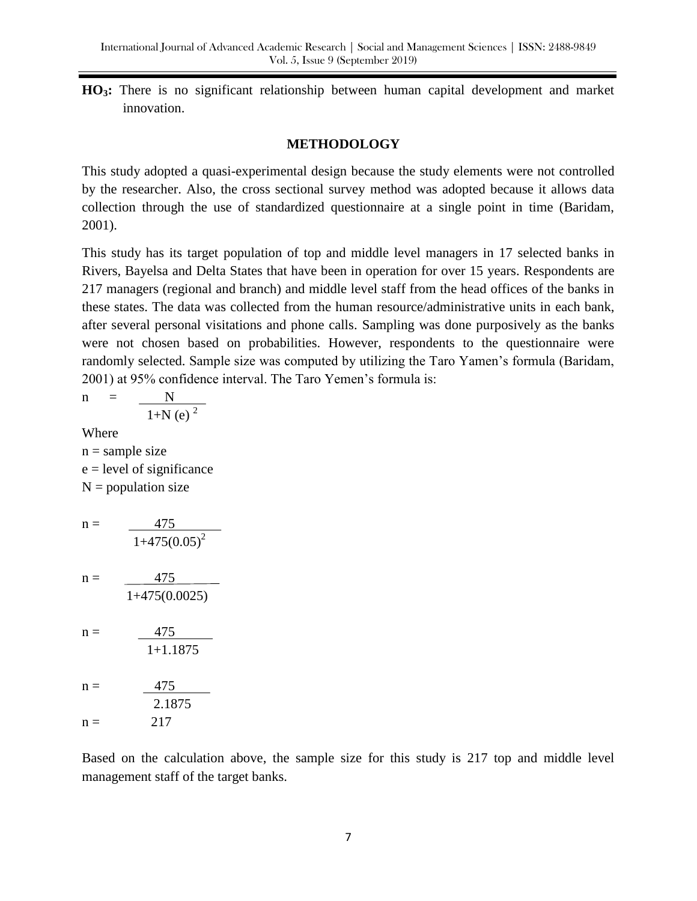**$HO_3$:** There is no significant relationship between human capital development and market innovation.

## METHODOLOGY

This study adopted a quasi-experimental design because the study elements were not controlled by the researcher. Also, the cross sectional survey method was adopted because it allows data collection through the use of standardized questionnaire at a single point in time (Baridam, 2001).

This study has its target population of top and middle level managers in 17 selected banks in Rivers, Bayelsa and Delta States that have been in operation for over 15 years. Respondents are 217 managers (regional and branch) and middle level staff from the head offices of the banks in these states. The data was collected from the human resource/administrative units in each bank, after several personal visitations and phone calls. Sampling was done purposively as the banks were not chosen based on probabilities. However, respondents to the questionnaire were randomly selected. Sample size was computed by utilizing the Taro Yamen's formula (Baridam, 2001) at 95% confidence interval. The Taro Yemen's formula is:

$$n = \frac{N}{1+N(e)^2}$$

Where

n = sample size

e = level of significance

N = population size

$$n = \frac{475}{1+475(0.05)^2}$$

$$n = \frac{475}{1+475(0.0025)}$$

$$n = \frac{475}{1+1.1875}$$

$$n = \frac{475}{2.1875}$$

$$n = 217$$

Based on the calculation above, the sample size for this study is 217 top and middle level management staff of the target banks.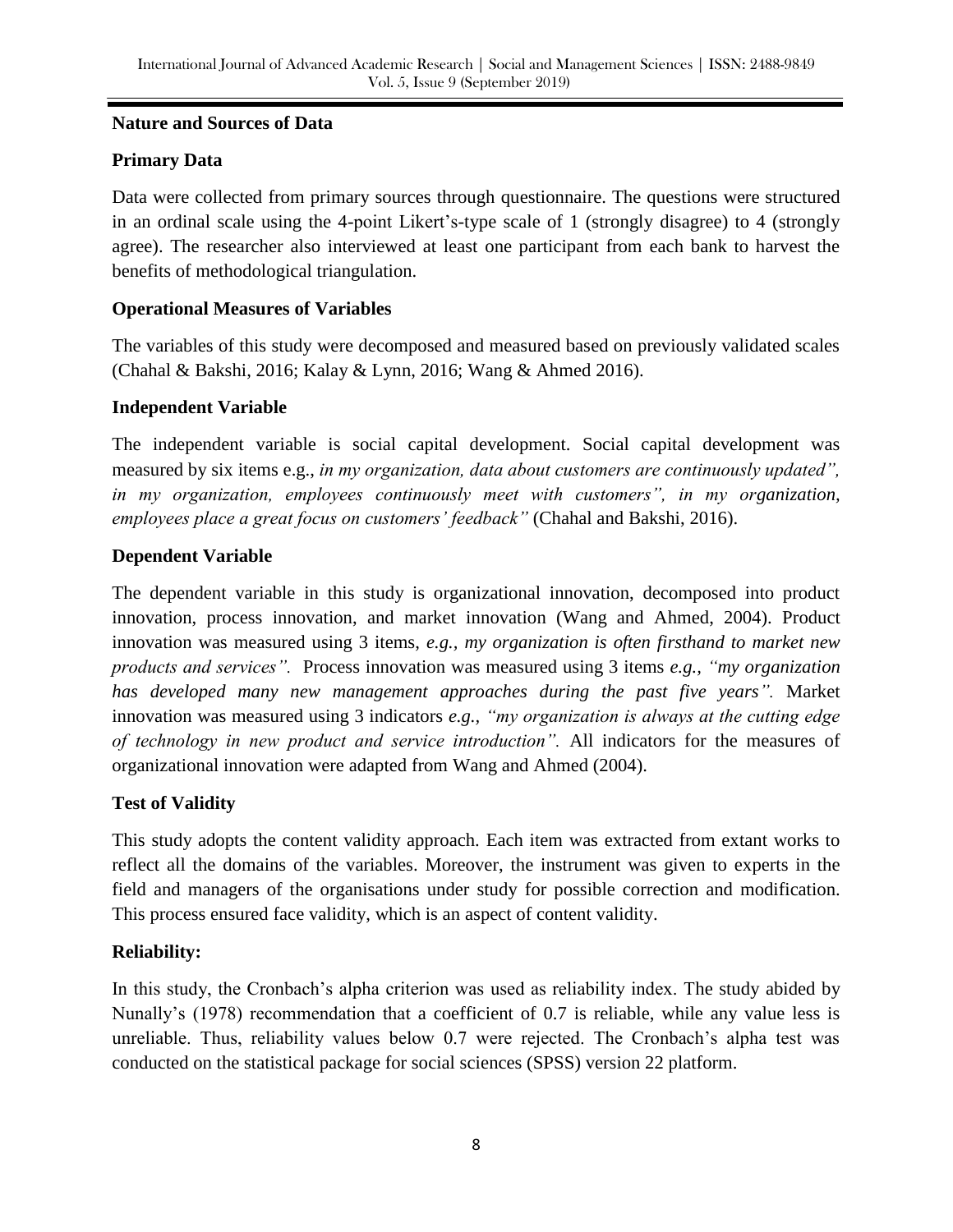## Nature and Sources of Data

### Primary Data

Data were collected from primary sources through questionnaire. The questions were structured in an ordinal scale using the 4-point Likert's-type scale of 1 (strongly disagree) to 4 (strongly agree). The researcher also interviewed at least one participant from each bank to harvest the benefits of methodological triangulation.

### Operational Measures of Variables

The variables of this study were decomposed and measured based on previously validated scales (Chahal & Bakshi, 2016; Kalay & Lynn, 2016; Wang & Ahmed 2016).

### Independent Variable

The independent variable is social capital development. Social capital development was measured by six items e.g., *in my organization, data about customers are continuously updated", in my organization, employees continuously meet with customers", in my organization, employees place a great focus on customers' feedback"* (Chahal and Bakshi, 2016).

### Dependent Variable

The dependent variable in this study is organizational innovation, decomposed into product innovation, process innovation, and market innovation (Wang and Ahmed, 2004). Product innovation was measured using 3 items, *e.g., my organization is often firsthand to market new products and services".* Process innovation was measured using 3 items *e.g., "my organization has developed many new management approaches during the past five years".* Market innovation was measured using 3 indicators *e.g., "my organization is always at the cutting edge of technology in new product and service introduction".* All indicators for the measures of organizational innovation were adapted from Wang and Ahmed (2004).

### Test of Validity

This study adopts the content validity approach. Each item was extracted from extant works to reflect all the domains of the variables. Moreover, the instrument was given to experts in the field and managers of the organisations under study for possible correction and modification. This process ensured face validity, which is an aspect of content validity.

### Reliability:

In this study, the Cronbach's alpha criterion was used as reliability index. The study abided by Nunally's (1978) recommendation that a coefficient of 0.7 is reliable, while any value less is unreliable. Thus, reliability values below 0.7 were rejected. The Cronbach's alpha test was conducted on the statistical package for social sciences (SPSS) version 22 platform.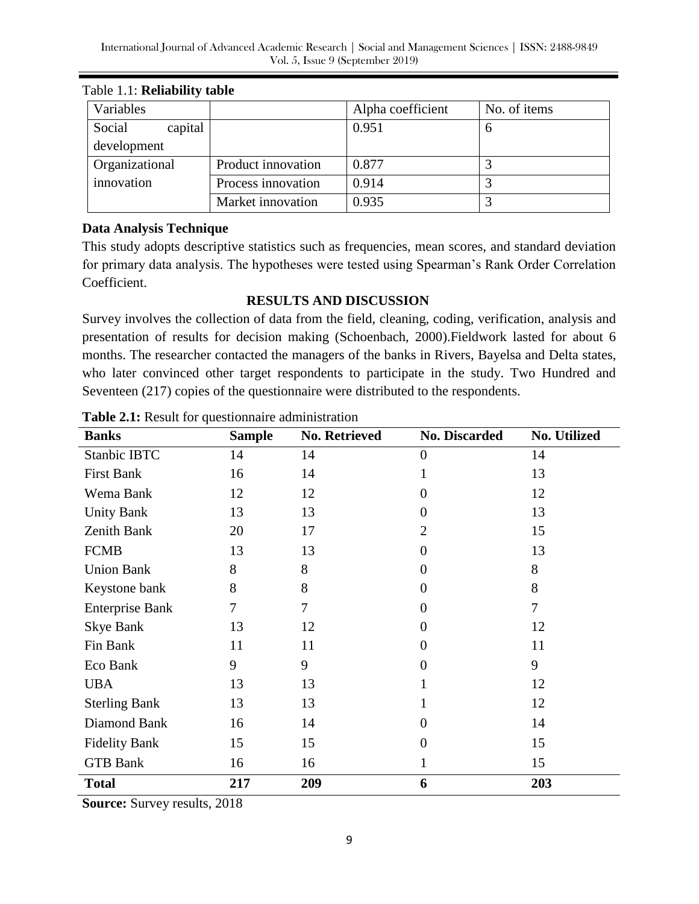Table 1.1: **Reliability table**

| Variables | | Alpha coefficient | No. of items |
|---|---|---|---|
| Social capital development | | 0.951 | 6 |
| Organizational innovation | Product innovation | 0.877 | 3 |
| | Process innovation | 0.914 | 3 |
| | Market innovation | 0.935 | 3 |

**Data Analysis Technique**

This study adopts descriptive statistics such as frequencies, mean scores, and standard deviation for primary data analysis. The hypotheses were tested using Spearman's Rank Order Correlation Coefficient.

## RESULTS AND DISCUSSION

Survey involves the collection of data from the field, cleaning, coding, verification, analysis and presentation of results for decision making (Schoenbach, 2000).Fieldwork lasted for about 6 months. The researcher contacted the managers of the banks in Rivers, Bayelsa and Delta states, who later convinced other target respondents to participate in the study. Two Hundred and Seventeen (217) copies of the questionnaire were distributed to the respondents.

**Table 2.1:** Result for questionnaire administration

| Banks | Sample | No. Retrieved | No. Discarded | No. Utilized |
|---|---|---|---|---|
| Stanbic IBTC | 14 | 14 | 0 | 14 |
| First Bank | 16 | 14 | 1 | 13 |
| Wema Bank | 12 | 12 | 0 | 12 |
| Unity Bank | 13 | 13 | 0 | 13 |
| Zenith Bank | 20 | 17 | 2 | 15 |
| FCMB | 13 | 13 | 0 | 13 |
| Union Bank | 8 | 8 | 0 | 8 |
| Keystone bank | 8 | 8 | 0 | 8 |
| Enterprise Bank | 7 | 7 | 0 | 7 |
| Skye Bank | 13 | 12 | 0 | 12 |
| Fin Bank | 11 | 11 | 0 | 11 |
| Eco Bank | 9 | 9 | 0 | 9 |
| UBA | 13 | 13 | 1 | 12 |
| Sterling Bank | 13 | 13 | 1 | 12 |
| Diamond Bank | 16 | 14 | 0 | 14 |
| Fidelity Bank | 15 | 15 | 0 | 15 |
| GTB Bank | 16 | 16 | 1 | 15 |
| **Total** | **217** | **209** | **6** | **203** |

**Source:** Survey results, 2018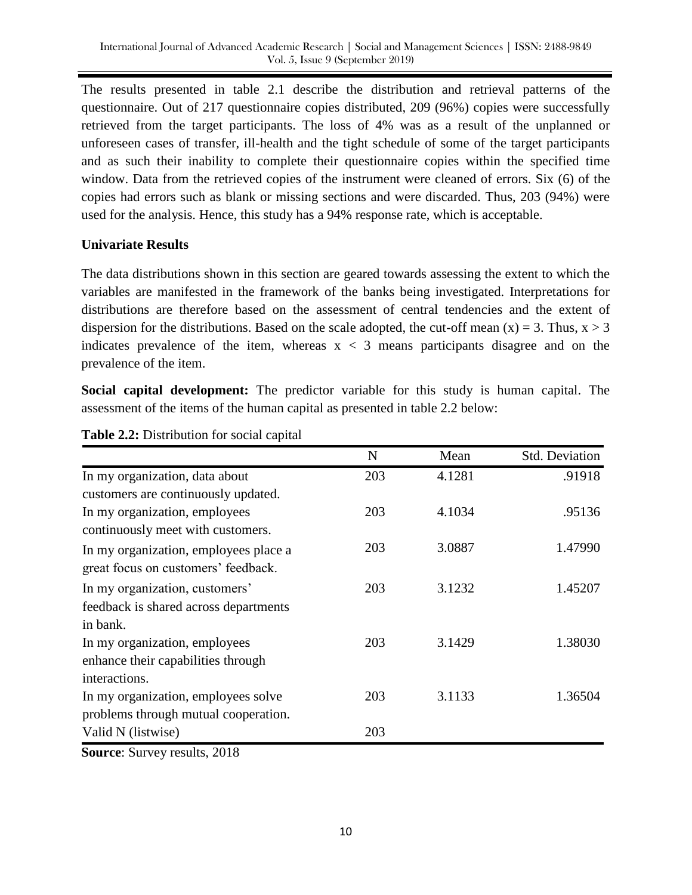The results presented in table 2.1 describe the distribution and retrieval patterns of the questionnaire. Out of 217 questionnaire copies distributed, 209 (96%) copies were successfully retrieved from the target participants. The loss of 4% was as a result of the unplanned or unforeseen cases of transfer, ill-health and the tight schedule of some of the target participants and as such their inability to complete their questionnaire copies within the specified time window. Data from the retrieved copies of the instrument were cleaned of errors. Six (6) of the copies had errors such as blank or missing sections and were discarded. Thus, 203 (94%) were used for the analysis. Hence, this study has a 94% response rate, which is acceptable.

**Univariate Results**

The data distributions shown in this section are geared towards assessing the extent to which the variables are manifested in the framework of the banks being investigated. Interpretations for distributions are therefore based on the assessment of central tendencies and the extent of dispersion for the distributions. Based on the scale adopted, the cut-off mean (x) = 3. Thus, $x > 3$ indicates prevalence of the item, whereas $x < 3$ means participants disagree and on the prevalence of the item.

**Social capital development:** The predictor variable for this study is human capital. The assessment of the items of the human capital as presented in table 2.2 below:

**Table 2.2:** Distribution for social capital

| | N | Mean | Std. Deviation |
|---|---|---|---|
| In my organization, data about customers are continuously updated. | 203 | 4.1281 | .91918 |
| In my organization, employees continuously meet with customers. | 203 | 4.1034 | .95136 |
| In my organization, employees place a great focus on customers' feedback. | 203 | 3.0887 | 1.47990 |
| In my organization, customers' feedback is shared across departments in bank. | 203 | 3.1232 | 1.45207 |
| In my organization, employees enhance their capabilities through interactions. | 203 | 3.1429 | 1.38030 |
| In my organization, employees solve problems through mutual cooperation. | 203 | 3.1133 | 1.36504 |
| Valid N (listwise) | 203 | | |

**Source**: Survey results, 2018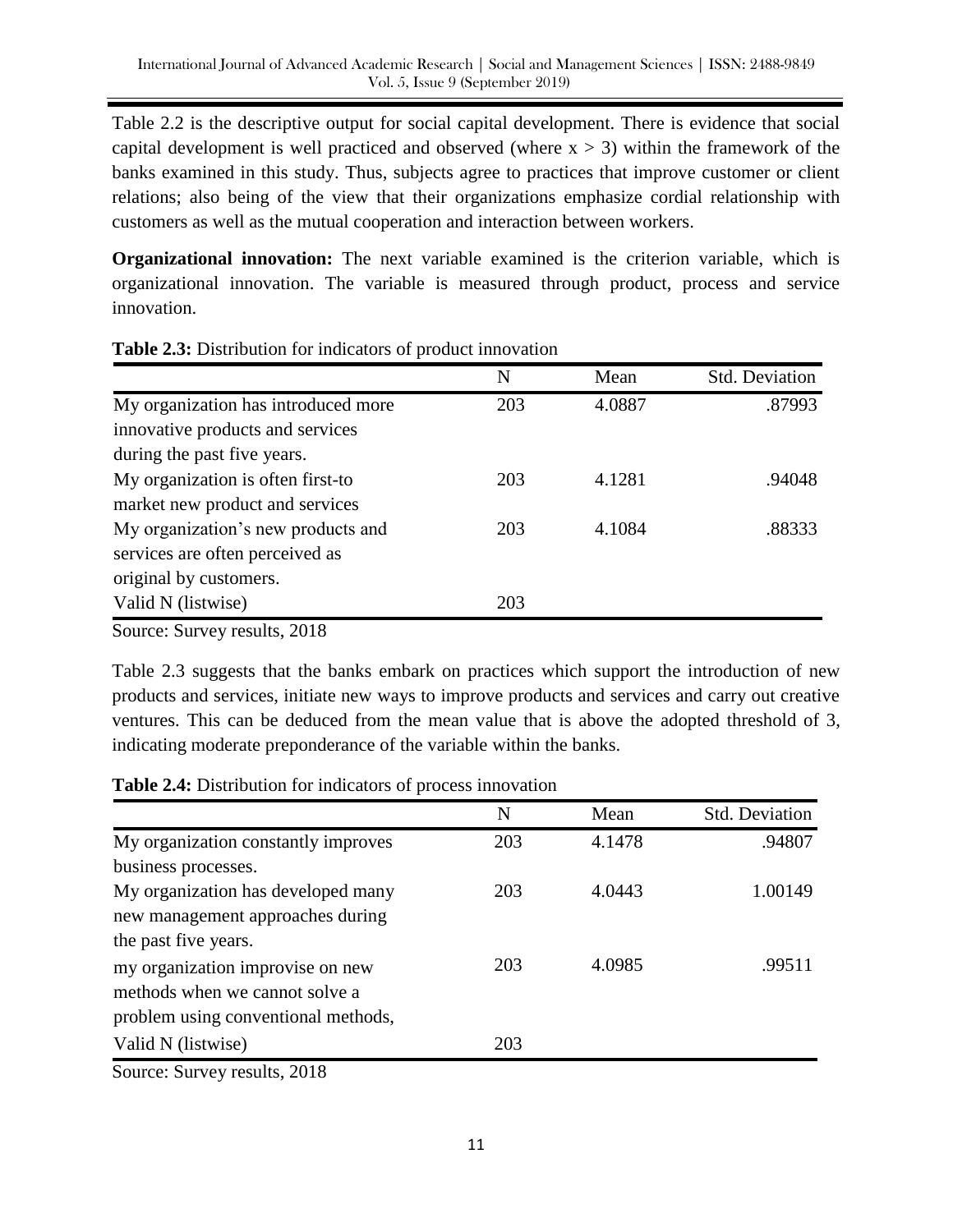Table 2.2 is the descriptive output for social capital development. There is evidence that social capital development is well practiced and observed (where $x > 3$) within the framework of the banks examined in this study. Thus, subjects agree to practices that improve customer or client relations; also being of the view that their organizations emphasize cordial relationship with customers as well as the mutual cooperation and interaction between workers.

**Organizational innovation:** The next variable examined is the criterion variable, which is organizational innovation. The variable is measured through product, process and service innovation.

**Table 2.3:** Distribution for indicators of product innovation

| | N | Mean | Std. Deviation |
|---|---|---|---|
| My organization has introduced more innovative products and services during the past five years. | 203 | 4.0887 | .87993 |
| My organization is often first-to market new product and services | 203 | 4.1281 | .94048 |
| My organization's new products and services are often perceived as original by customers. | 203 | 4.1084 | .88333 |
| Valid N (listwise) | 203 | | |

Source: Survey results, 2018

Table 2.3 suggests that the banks embark on practices which support the introduction of new products and services, initiate new ways to improve products and services and carry out creative ventures. This can be deduced from the mean value that is above the adopted threshold of 3, indicating moderate preponderance of the variable within the banks.

**Table 2.4:** Distribution for indicators of process innovation

| | N | Mean | Std. Deviation |
|---|---|---|---|
| My organization constantly improves business processes. | 203 | 4.1478 | .94807 |
| My organization has developed many new management approaches during the past five years. | 203 | 4.0443 | 1.00149 |
| my organization improvise on new methods when we cannot solve a problem using conventional methods, | 203 | 4.0985 | .99511 |
| Valid N (listwise) | 203 | | |

Source: Survey results, 2018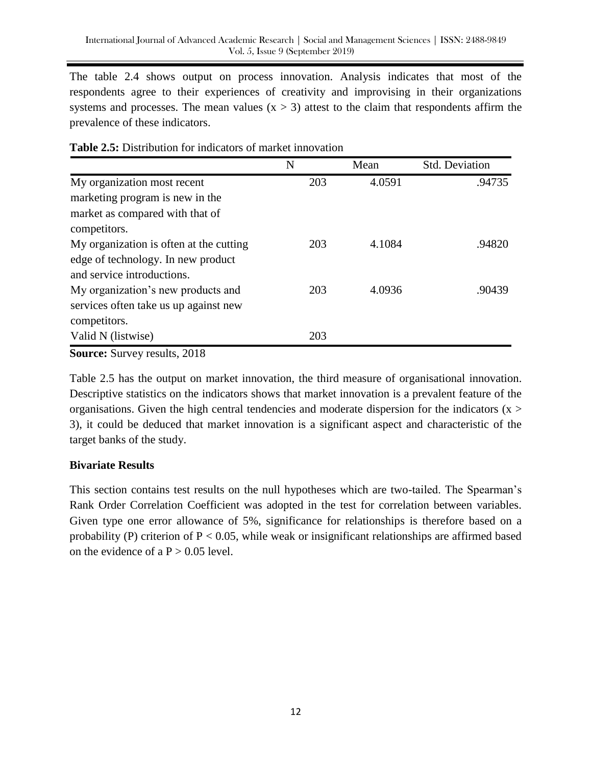The table 2.4 shows output on process innovation. Analysis indicates that most of the respondents agree to their experiences of creativity and improvising in their organizations systems and processes. The mean values ($x > 3$) attest to the claim that respondents affirm the prevalence of these indicators.

**Table 2.5:** Distribution for indicators of market innovation

| | N | Mean | Std. Deviation |
|---|---|---|---|
| My organization most recent marketing program is new in the market as compared with that of competitors. | 203 | 4.0591 | .94735 |
| My organization is often at the cutting edge of technology. In new product and service introductions. | 203 | 4.1084 | .94820 |
| My organization's new products and services often take us up against new competitors. | 203 | 4.0936 | .90439 |
| Valid N (listwise) | 203 | | |

**Source:** Survey results, 2018

Table 2.5 has the output on market innovation, the third measure of organisational innovation. Descriptive statistics on the indicators shows that market innovation is a prevalent feature of the organisations. Given the high central tendencies and moderate dispersion for the indicators ($x > 3$), it could be deduced that market innovation is a significant aspect and characteristic of the target banks of the study.

**Bivariate Results**

This section contains test results on the null hypotheses which are two-tailed. The Spearman's Rank Order Correlation Coefficient was adopted in the test for correlation between variables. Given type one error allowance of 5%, significance for relationships is therefore based on a probability (P) criterion of $P < 0.05$, while weak or insignificant relationships are affirmed based on the evidence of a $P > 0.05$ level.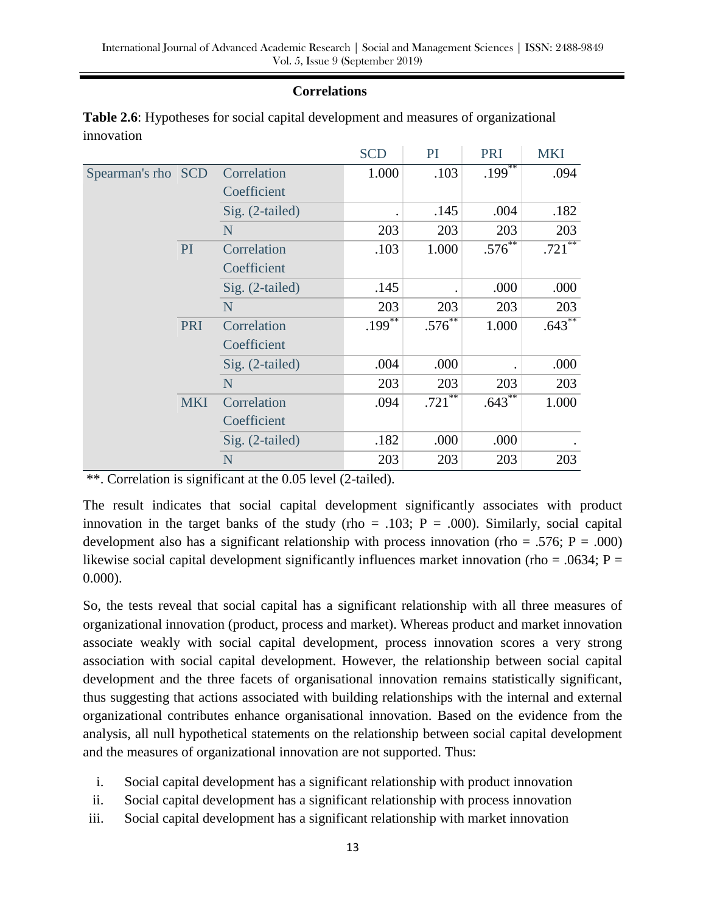**Correlations**

**Table 2.6**: Hypotheses for social capital development and measures of organizational innovation

| | | | SCD | PI | PRI | MKI |
|---|---|---|---|---|---|---|
| Spearman's rho | SCD | Correlation Coefficient | 1.000 | .103 | .199** | .094 |
| | | Sig. (2-tailed) | . | .145 | .004 | .182 |
| | | N | 203 | 203 | 203 | 203 |
| | PI | Correlation Coefficient | .103 | 1.000 | .576** | .721** |
| | | Sig. (2-tailed) | .145 | . | .000 | .000 |
| | | N | 203 | 203 | 203 | 203 |
| | PRI | Correlation Coefficient | .199** | .576** | 1.000 | .643** |
| | | Sig. (2-tailed) | .004 | .000 | . | .000 |
| | | N | 203 | 203 | 203 | 203 |
| | MKI | Correlation Coefficient | .094 | .721** | .643** | 1.000 |
| | | Sig. (2-tailed) | .182 | .000 | .000 | . |
| | | N | 203 | 203 | 203 | 203 |

**. Correlation is significant at the 0.05 level (2-tailed).

The result indicates that social capital development significantly associates with product innovation in the target banks of the study (rho = .103; P = .000). Similarly, social capital development also has a significant relationship with process innovation (rho = .576; P = .000) likewise social capital development significantly influences market innovation (rho = .0634; P = 0.000).

So, the tests reveal that social capital has a significant relationship with all three measures of organizational innovation (product, process and market). Whereas product and market innovation associate weakly with social capital development, process innovation scores a very strong association with social capital development. However, the relationship between social capital development and the three facets of organisational innovation remains statistically significant, thus suggesting that actions associated with building relationships with the internal and external organizational contributes enhance organisational innovation. Based on the evidence from the analysis, all null hypothetical statements on the relationship between social capital development and the measures of organizational innovation are not supported. Thus:

i. Social capital development has a significant relationship with product innovation
ii. Social capital development has a significant relationship with process innovation
iii. Social capital development has a significant relationship with market innovation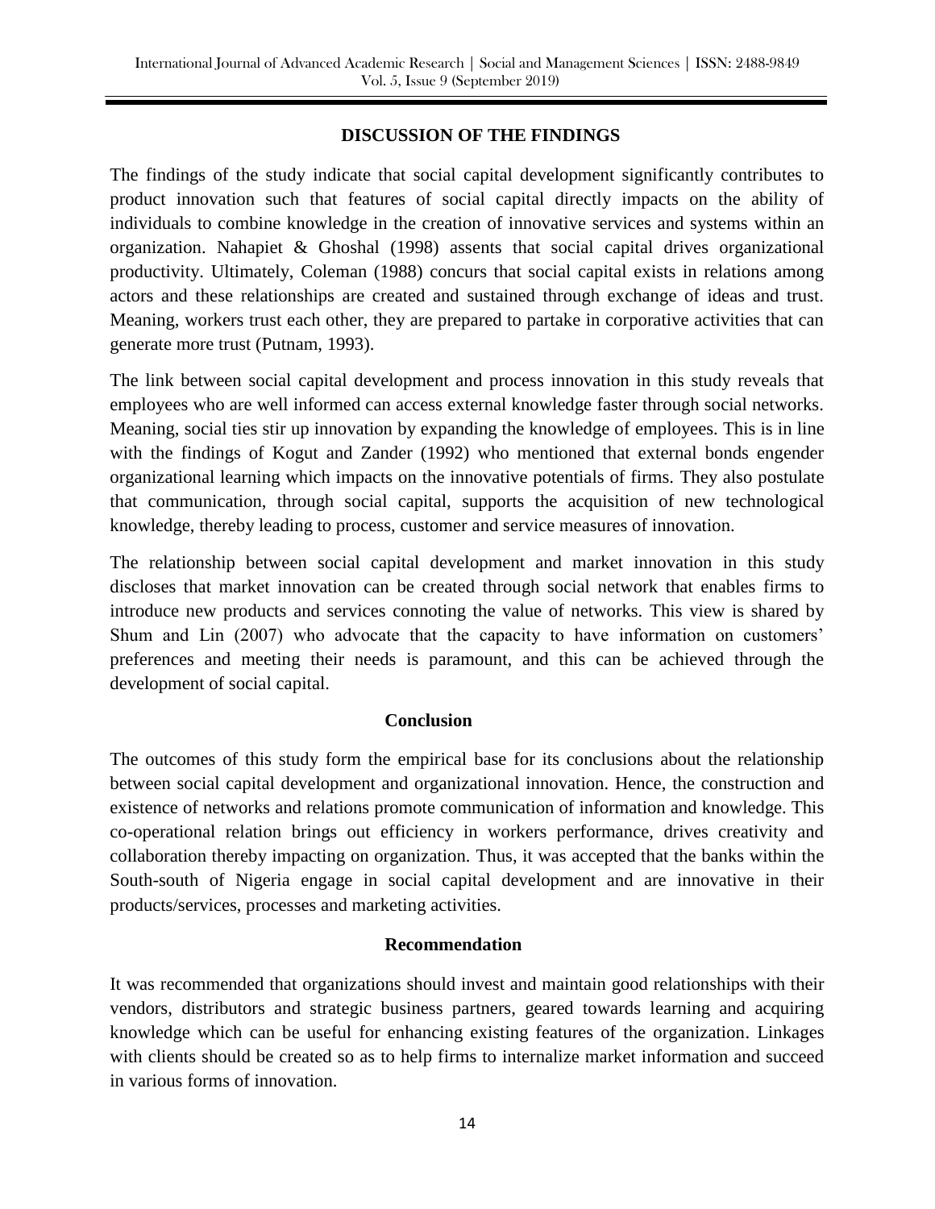## DISCUSSION OF THE FINDINGS

The findings of the study indicate that social capital development significantly contributes to product innovation such that features of social capital directly impacts on the ability of individuals to combine knowledge in the creation of innovative services and systems within an organization. Nahapiet & Ghoshal (1998) assents that social capital drives organizational productivity. Ultimately, Coleman (1988) concurs that social capital exists in relations among actors and these relationships are created and sustained through exchange of ideas and trust. Meaning, workers trust each other, they are prepared to partake in corporative activities that can generate more trust (Putnam, 1993).

The link between social capital development and process innovation in this study reveals that employees who are well informed can access external knowledge faster through social networks. Meaning, social ties stir up innovation by expanding the knowledge of employees. This is in line with the findings of Kogut and Zander (1992) who mentioned that external bonds engender organizational learning which impacts on the innovative potentials of firms. They also postulate that communication, through social capital, supports the acquisition of new technological knowledge, thereby leading to process, customer and service measures of innovation.

The relationship between social capital development and market innovation in this study discloses that market innovation can be created through social network that enables firms to introduce new products and services connoting the value of networks. This view is shared by Shum and Lin (2007) who advocate that the capacity to have information on customers' preferences and meeting their needs is paramount, and this can be achieved through the development of social capital.

### Conclusion

The outcomes of this study form the empirical base for its conclusions about the relationship between social capital development and organizational innovation. Hence, the construction and existence of networks and relations promote communication of information and knowledge. This co-operational relation brings out efficiency in workers performance, drives creativity and collaboration thereby impacting on organization. Thus, it was accepted that the banks within the South-south of Nigeria engage in social capital development and are innovative in their products/services, processes and marketing activities.

### Recommendation

It was recommended that organizations should invest and maintain good relationships with their vendors, distributors and strategic business partners, geared towards learning and acquiring knowledge which can be useful for enhancing existing features of the organization. Linkages with clients should be created so as to help firms to internalize market information and succeed in various forms of innovation.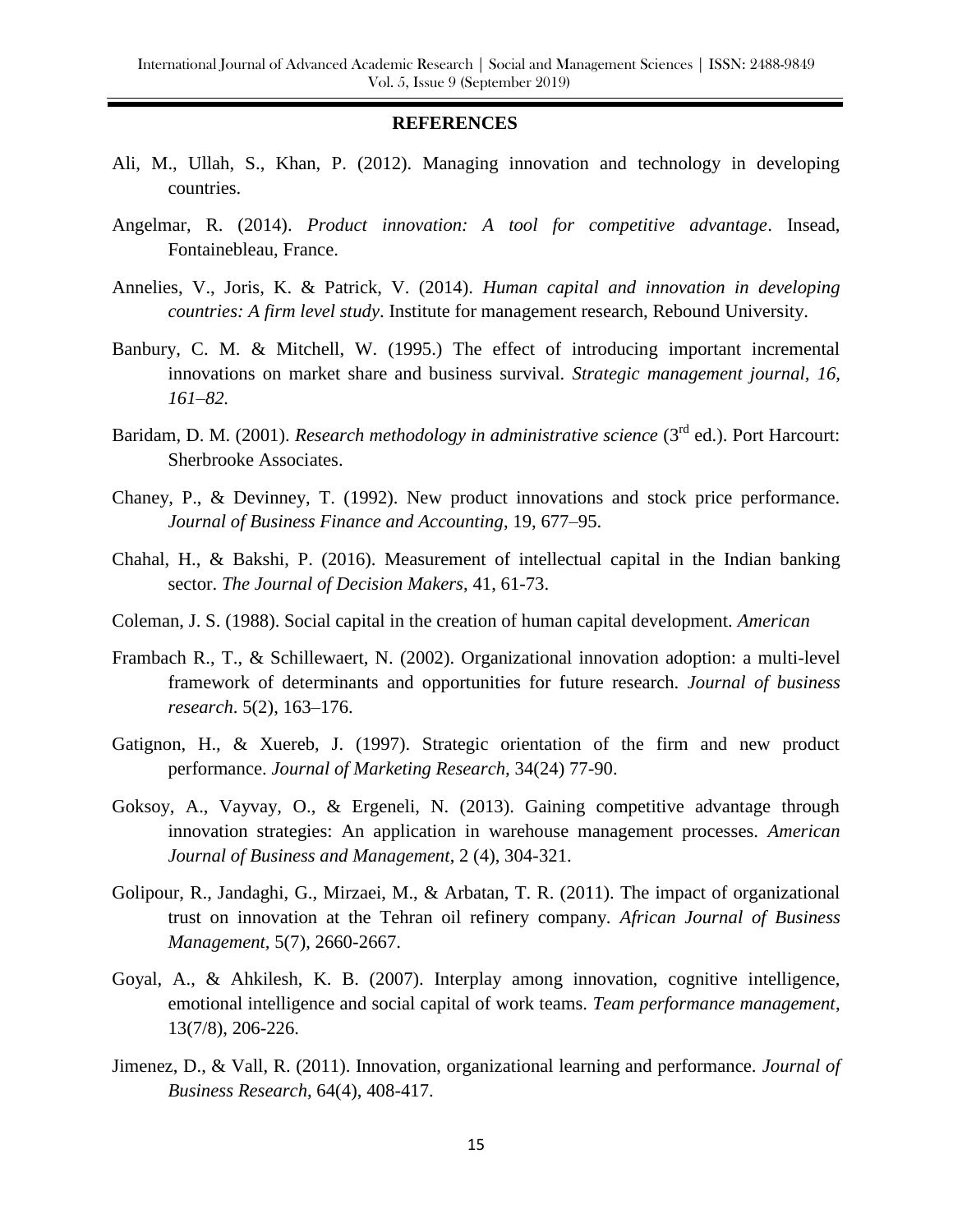## REFERENCES

Ali, M., Ullah, S., Khan, P. (2012). Managing innovation and technology in developing countries.

Angelmar, R. (2014). *Product innovation: A tool for competitive advantage*. Insead, Fontainebleau, France.

Annelies, V., Joris, K. & Patrick, V. (2014). *Human capital and innovation in developing countries: A firm level study*. Institute for management research, Rebound University.

Banbury, C. M. & Mitchell, W. (1995.) The effect of introducing important incremental innovations on market share and business survival. *Strategic management journal, 16, 161–82.*

Baridam, D. M. (2001). *Research methodology in administrative science* (3rd ed.). Port Harcourt: Sherbrooke Associates.

Chaney, P., & Devinney, T. (1992). New product innovations and stock price performance. *Journal of Business Finance and Accounting*, 19, 677–95.

Chahal, H., & Bakshi, P. (2016). Measurement of intellectual capital in the Indian banking sector. *The Journal of Decision Makers*, 41, 61-73.

Coleman, J. S. (1988). Social capital in the creation of human capital development. *American*

Frambach R., T., & Schillewaert, N. (2002). Organizational innovation adoption: a multi-level framework of determinants and opportunities for future research. *Journal of business research*. 5(2), 163–176.

Gatignon, H., & Xuereb, J. (1997). Strategic orientation of the firm and new product performance. *Journal of Marketing Research,* 34(24) 77-90.

Goksoy, A., Vayvay, O., & Ergeneli, N. (2013). Gaining competitive advantage through innovation strategies: An application in warehouse management processes. *American Journal of Business and Management*, 2 (4), 304-321.

Golipour, R., Jandaghi, G., Mirzaei, M., & Arbatan, T. R. (2011). The impact of organizational trust on innovation at the Tehran oil refinery company. *African Journal of Business Management,* 5(7), 2660-2667.

Goyal, A., & Ahkilesh, K. B. (2007). Interplay among innovation, cognitive intelligence, emotional intelligence and social capital of work teams. *Team performance management*, 13(7/8), 206-226.

Jimenez, D., & Vall, R. (2011). Innovation, organizational learning and performance. *Journal of Business Research*, 64(4), 408-417.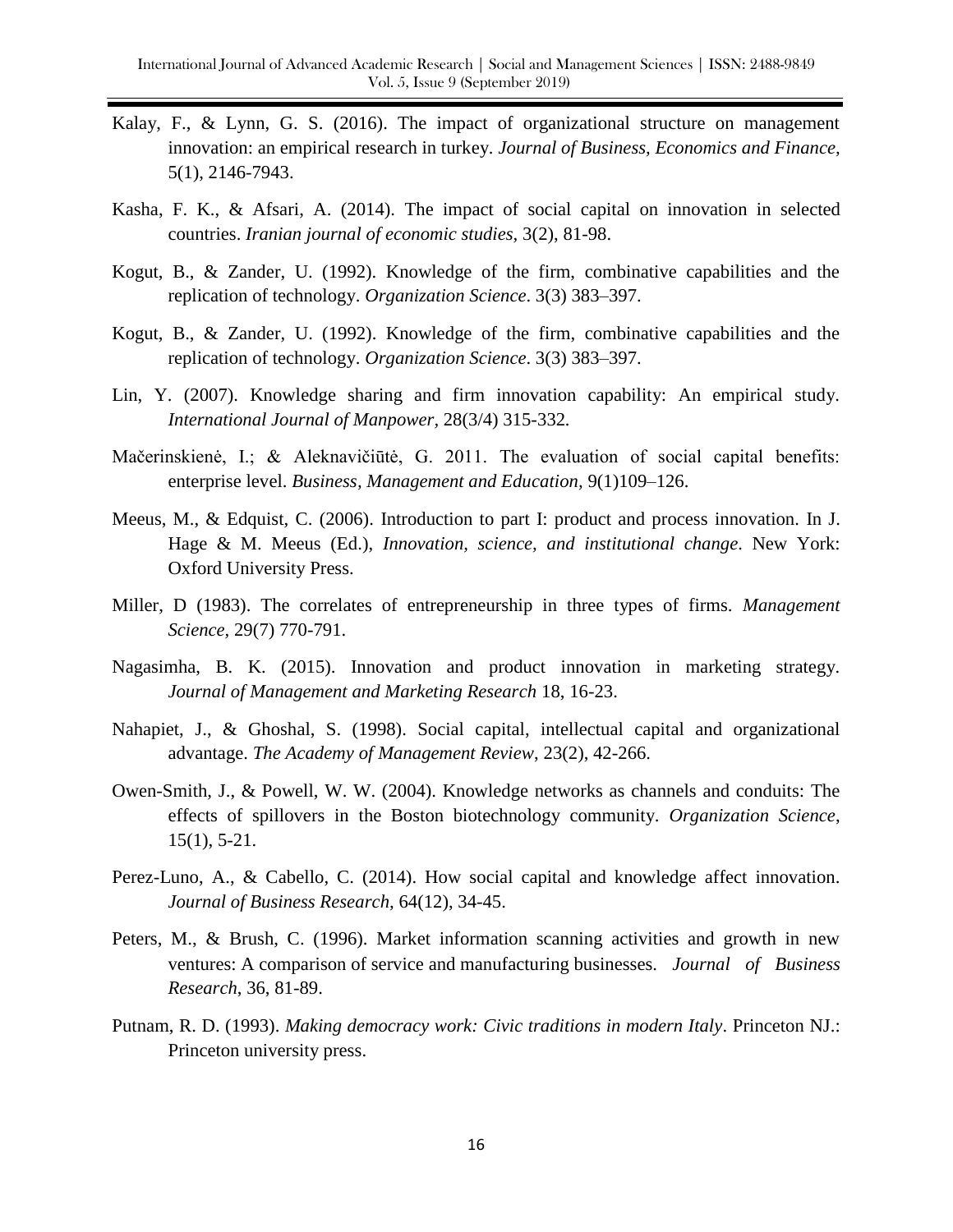Kalay, F., & Lynn, G. S. (2016). The impact of organizational structure on management innovation: an empirical research in turkey. *Journal of Business, Economics and Finance,* 5(1), 2146-7943.

Kasha, F. K., & Afsari, A. (2014). The impact of social capital on innovation in selected countries. *Iranian journal of economic studies,* 3(2), 81-98.

Kogut, B., & Zander, U. (1992). Knowledge of the firm, combinative capabilities and the replication of technology. *Organization Science*. 3(3) 383–397.

Kogut, B., & Zander, U. (1992). Knowledge of the firm, combinative capabilities and the replication of technology. *Organization Science*. 3(3) 383–397.

Lin, Y. (2007). Knowledge sharing and firm innovation capability: An empirical study. *International Journal of Manpower,* 28(3/4) 315-332*.*

Mačerinskienė, I.; & Aleknavičiūtė, G. 2011. The evaluation of social capital benefits: enterprise level. *Business, Management and Education,* 9(1)109–126.

Meeus, M., & Edquist, C. (2006). Introduction to part I: product and process innovation. In J. Hage & M. Meeus (Ed.), *Innovation, science, and institutional change*. New York: Oxford University Press.

Miller, D (1983). The correlates of entrepreneurship in three types of firms. *Management Science,* 29(7) 770-791.

Nagasimha, B. K. (2015). Innovation and product innovation in marketing strategy. *Journal of Management and Marketing Research* 18, 16-23.

Nahapiet, J., & Ghoshal, S. (1998). Social capital, intellectual capital and organizational advantage. *The Academy of Management Review,* 23(2), 42-266.

Owen-Smith, J., & Powell, W. W. (2004). Knowledge networks as channels and conduits: The effects of spillovers in the Boston biotechnology community. *Organization Science*, 15(1), 5-21.

Perez-Luno, A., & Cabello, C. (2014). How social capital and knowledge affect innovation. *Journal of Business Research,* 64(12), 34-45.

Peters, M., & Brush, C. (1996). Market information scanning activities and growth in new ventures: A comparison of service and manufacturing businesses. *Journal of Business Research*, 36, 81-89.

Putnam, R. D. (1993). *Making democracy work: Civic traditions in modern Italy*. Princeton NJ.: Princeton university press.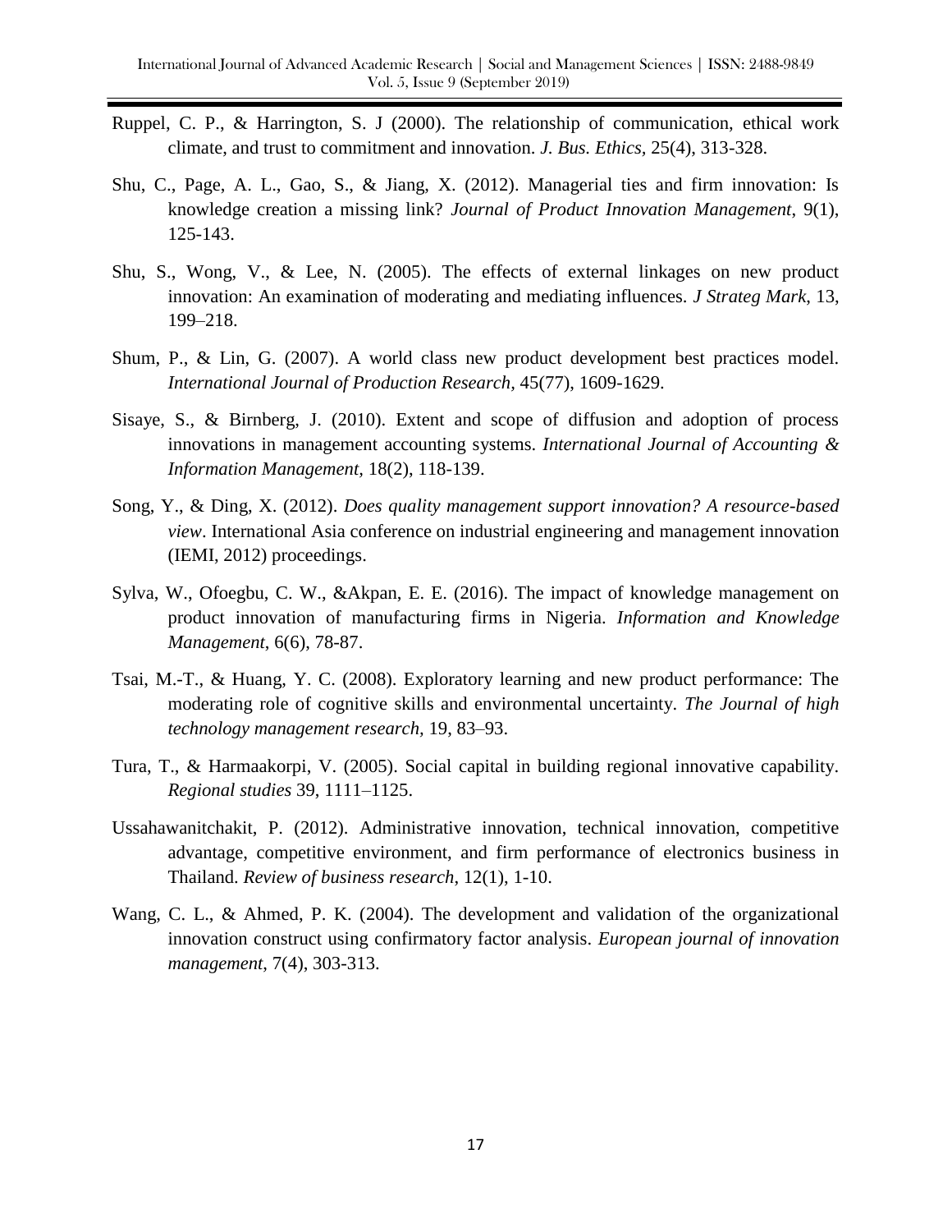Ruppel, C. P., & Harrington, S. J (2000). The relationship of communication, ethical work climate, and trust to commitment and innovation. *J. Bus. Ethics*, 25(4), 313-328.

Shu, C., Page, A. L., Gao, S., & Jiang, X. (2012). Managerial ties and firm innovation: Is knowledge creation a missing link? *Journal of Product Innovation Management*, 9(1), 125-143.

Shu, S., Wong, V., & Lee, N. (2005). The effects of external linkages on new product innovation: An examination of moderating and mediating influences. *J Strateg Mark*, 13, 199–218.

Shum, P., & Lin, G. (2007). A world class new product development best practices model. *International Journal of Production Research*, 45(77), 1609-1629.

Sisaye, S., & Birnberg, J. (2010). Extent and scope of diffusion and adoption of process innovations in management accounting systems. *International Journal of Accounting & Information Management*, 18(2), 118-139.

Song, Y., & Ding, X. (2012). *Does quality management support innovation? A resource-based view*. International Asia conference on industrial engineering and management innovation (IEMI, 2012) proceedings.

Sylva, W., Ofoegbu, C. W., &Akpan, E. E. (2016). The impact of knowledge management on product innovation of manufacturing firms in Nigeria. *Information and Knowledge Management*, 6(6), 78-87.

Tsai, M.-T., & Huang, Y. C. (2008). Exploratory learning and new product performance: The moderating role of cognitive skills and environmental uncertainty. *The Journal of high technology management research*, 19, 83–93.

Tura, T., & Harmaakorpi, V. (2005). Social capital in building regional innovative capability. *Regional studies* 39, 1111–1125.

Ussahawanitchakit, P. (2012). Administrative innovation, technical innovation, competitive advantage, competitive environment, and firm performance of electronics business in Thailand. *Review of business research*, 12(1), 1-10.

Wang, C. L., & Ahmed, P. K. (2004). The development and validation of the organizational innovation construct using confirmatory factor analysis. *European journal of innovation management*, 7(4), 303-313.